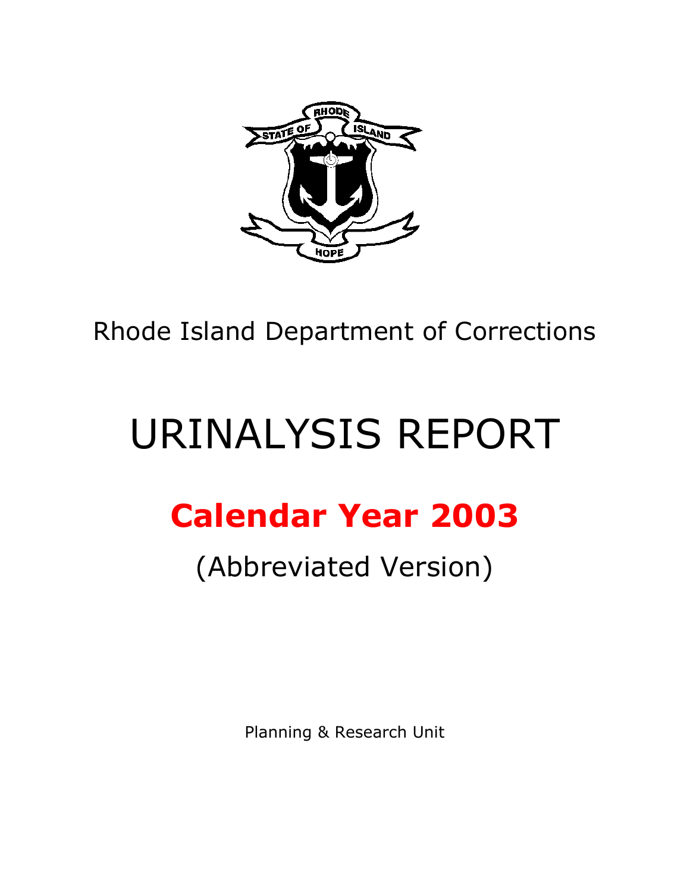Rhode Island Department of Corrections

# URINALYSIS REPORT

## Calendar Year 2003

(Abbreviated Version)

Planning & Research Unit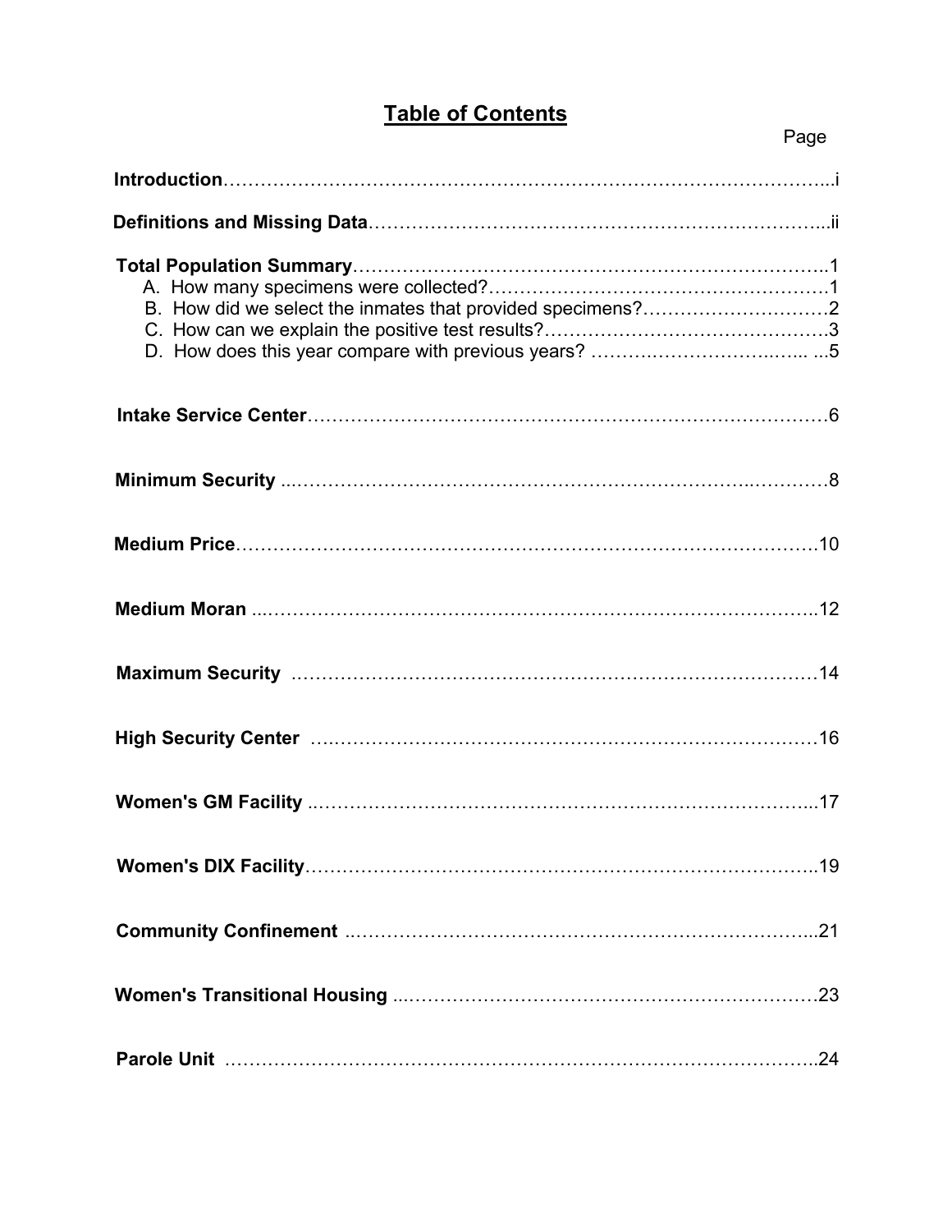# Table of Contents

| | Page |
|---|---|
| **Introduction** | i |
| **Definitions and Missing Data** | ii |
| **Total Population Summary** | 1 |
| A. How many specimens were collected? | 1 |
| B. How did we select the inmates that provided specimens? | 2 |
| C. How can we explain the positive test results? | 3 |
| D. How does this year compare with previous years? | 5 |
| **Intake Service Center** | 6 |
| **Minimum Security** | 8 |
| **Medium Price** | 10 |
| **Medium Moran** | 12 |
| **Maximum Security** | 14 |
| **High Security Center** | 16 |
| **Women's GM Facility** | 17 |
| **Women's DIX Facility** | 19 |
| **Community Confinement** | 21 |
| **Women's Transitional Housing** | 23 |
| **Parole Unit** | 24 |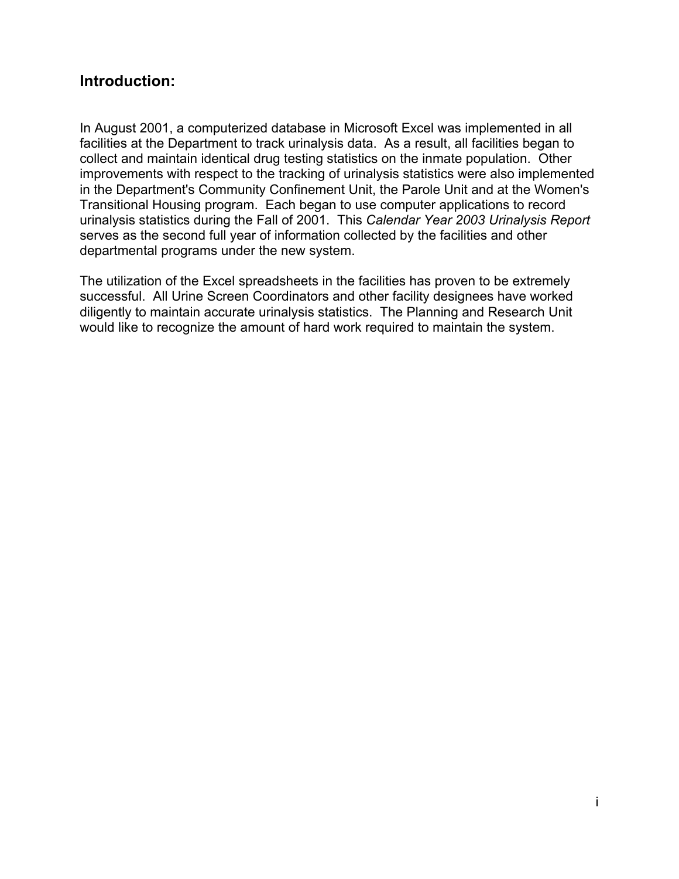## Introduction:

In August 2001, a computerized database in Microsoft Excel was implemented in all facilities at the Department to track urinalysis data. As a result, all facilities began to collect and maintain identical drug testing statistics on the inmate population. Other improvements with respect to the tracking of urinalysis statistics were also implemented in the Department's Community Confinement Unit, the Parole Unit and at the Women's Transitional Housing program. Each began to use computer applications to record urinalysis statistics during the Fall of 2001. This *Calendar Year 2003 Urinalysis Report* serves as the second full year of information collected by the facilities and other departmental programs under the new system.

The utilization of the Excel spreadsheets in the facilities has proven to be extremely successful. All Urine Screen Coordinators and other facility designees have worked diligently to maintain accurate urinalysis statistics. The Planning and Research Unit would like to recognize the amount of hard work required to maintain the system.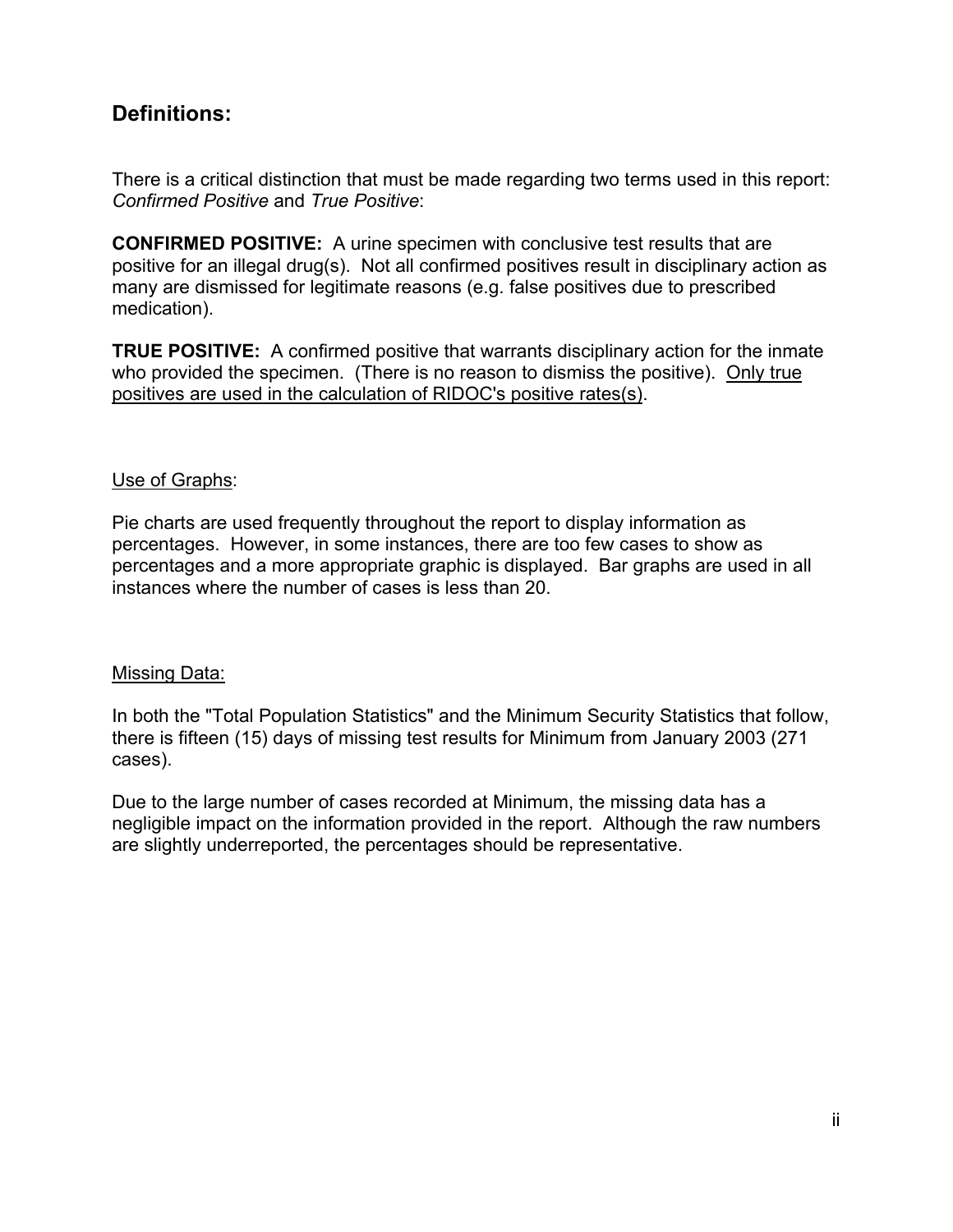## Definitions:

There is a critical distinction that must be made regarding two terms used in this report: *Confirmed Positive* and *True Positive*:

**CONFIRMED POSITIVE:** A urine specimen with conclusive test results that are positive for an illegal drug(s). Not all confirmed positives result in disciplinary action as many are dismissed for legitimate reasons (e.g. false positives due to prescribed medication).

**TRUE POSITIVE:** A confirmed positive that warrants disciplinary action for the inmate who provided the specimen. (There is no reason to dismiss the positive). <u>Only true positives are used in the calculation of RIDOC's positive rates(s)</u>.

<u>Use of Graphs</u>:

Pie charts are used frequently throughout the report to display information as percentages. However, in some instances, there are too few cases to show as percentages and a more appropriate graphic is displayed. Bar graphs are used in all instances where the number of cases is less than 20.

<u>Missing Data:</u>

In both the "Total Population Statistics" and the Minimum Security Statistics that follow, there is fifteen (15) days of missing test results for Minimum from January 2003 (271 cases).

Due to the large number of cases recorded at Minimum, the missing data has a negligible impact on the information provided in the report. Although the raw numbers are slightly underreported, the percentages should be representative.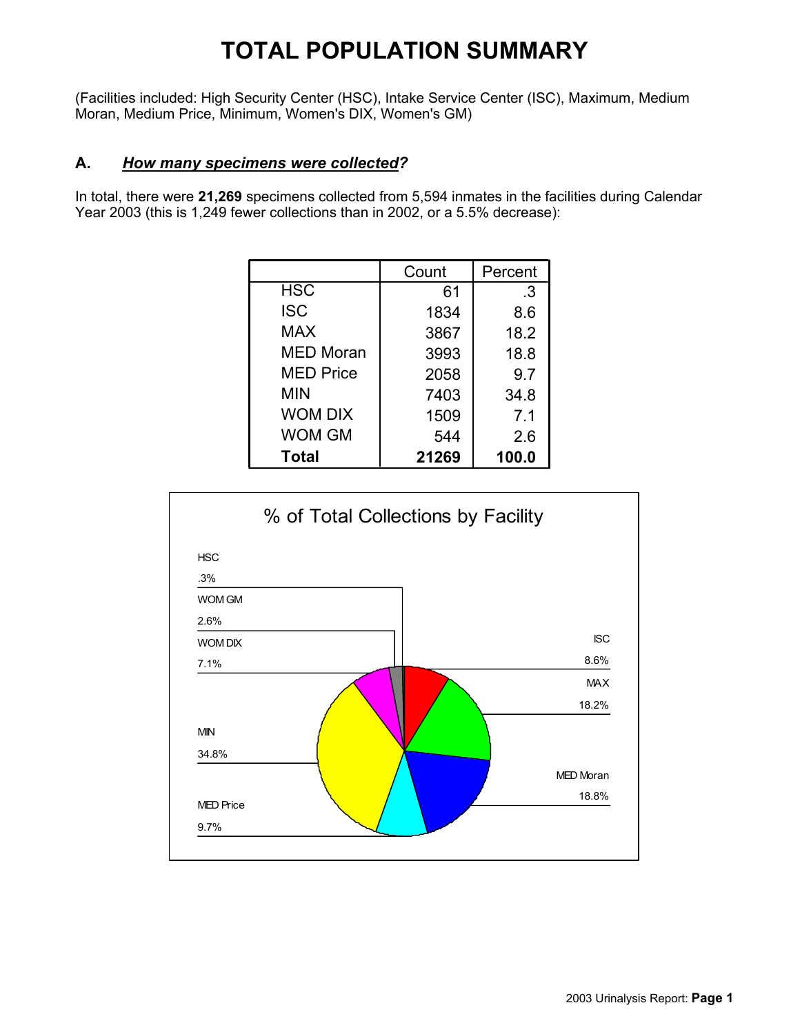# TOTAL POPULATION SUMMARY

(Facilities included: High Security Center (HSC), Intake Service Center (ISC), Maximum, Medium Moran, Medium Price, Minimum, Women's DIX, Women's GM)

## A. ***How many specimens were collected?***

In total, there were **21,269** specimens collected from 5,594 inmates in the facilities during Calendar Year 2003 (this is 1,249 fewer collections than in 2002, or a 5.5% decrease):

| | Count | Percent |
|---|---|---|
| HSC | 61 | .3 |
| ISC | 1834 | 8.6 |
| MAX | 3867 | 18.2 |
| MED Moran | 3993 | 18.8 |
| MED Price | 2058 | 9.7 |
| MIN | 7403 | 34.8 |
| WOM DIX | 1509 | 7.1 |
| WOM GM | 544 | 2.6 |
| **Total** | **21269** | **100.0** |

% of Total Collections by Facility

HSC .3%
WOM GM 2.6%
WOM DIX 7.1%
MIN 34.8%
MED Price 9.7%
ISC 8.6%
MAX 18.2%
MED Moran 18.8%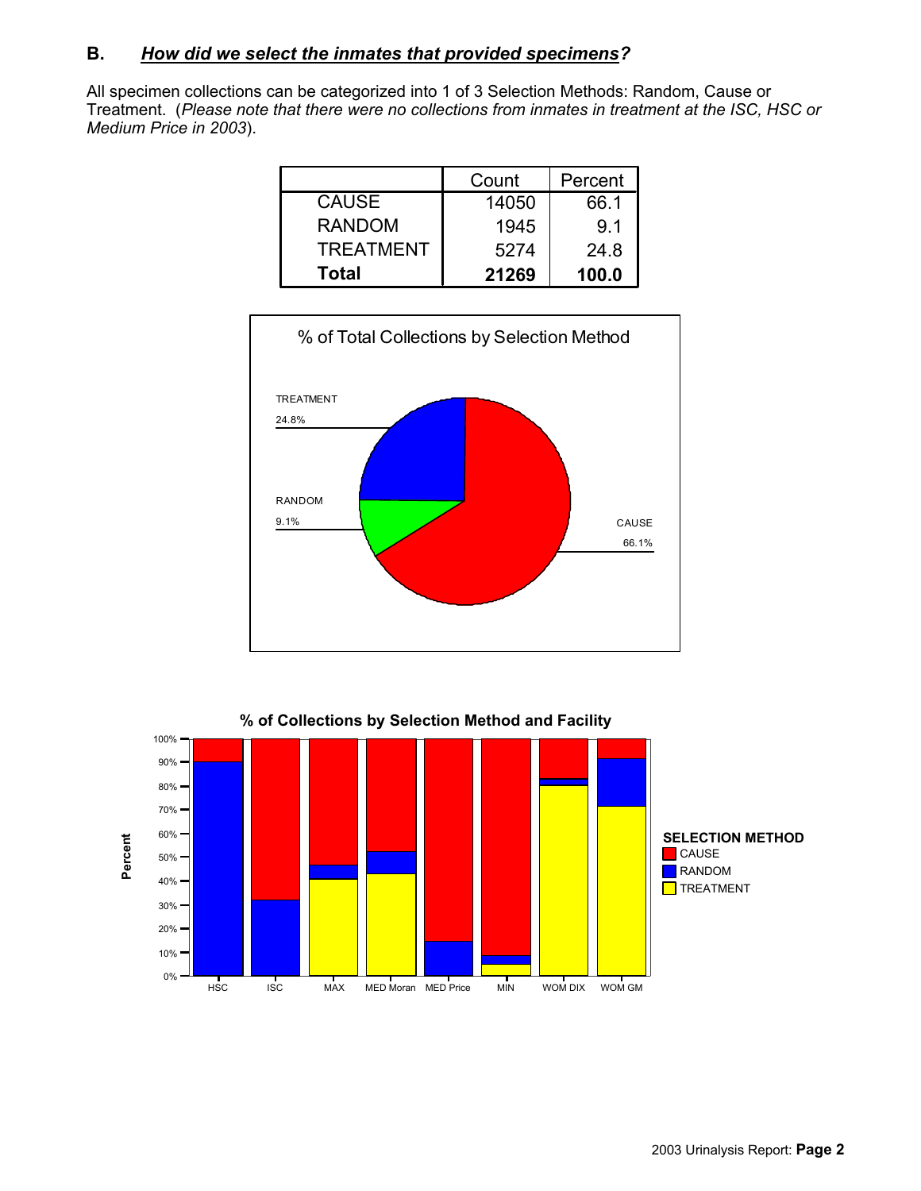## B. ***How did we select the inmates that provided specimens?***

All specimen collections can be categorized into 1 of 3 Selection Methods: Random, Cause or Treatment. (*Please note that there were no collections from inmates in treatment at the ISC, HSC or Medium Price in 2003*).

| | Count | Percent |
|---|---|---|
| CAUSE | 14050 | 66.1 |
| RANDOM | 1945 | 9.1 |
| TREATMENT | 5274 | 24.8 |
| **Total** | **21269** | **100.0** |

% of Total Collections by Selection Method

TREATMENT 24.8%

RANDOM 9.1%

CAUSE 66.1%

**% of Collections by Selection Method and Facility**

SELECTION METHOD: CAUSE, RANDOM, TREATMENT

Percent (0%–100%) by facility: HSC, ISC, MAX, MED Moran, MED Price, MIN, WOM DIX, WOM GM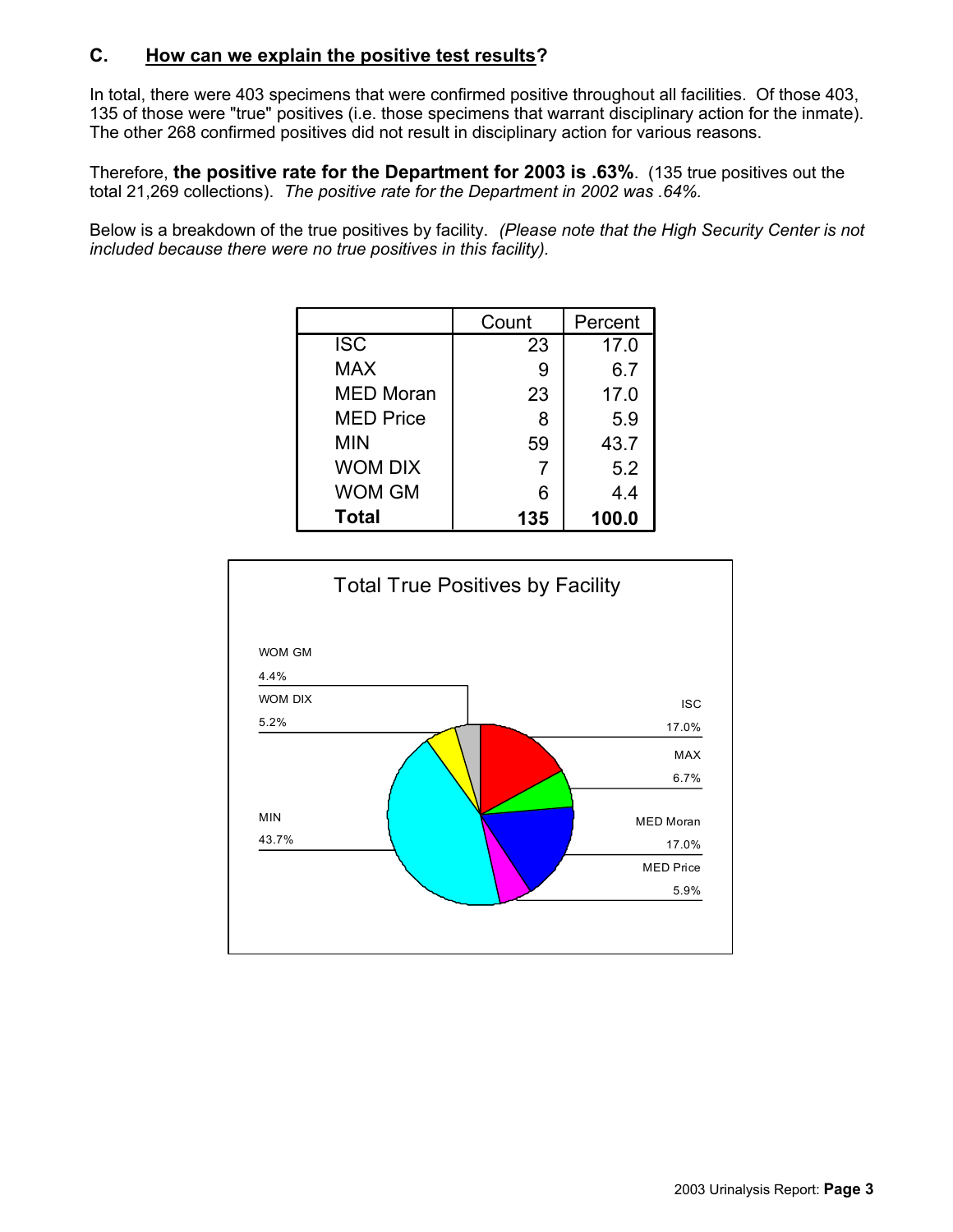## C. How can we explain the positive test results?

In total, there were 403 specimens that were confirmed positive throughout all facilities. Of those 403, 135 of those were "true" positives (i.e. those specimens that warrant disciplinary action for the inmate). The other 268 confirmed positives did not result in disciplinary action for various reasons.

Therefore, **the positive rate for the Department for 2003 is .63%**. (135 true positives out the total 21,269 collections). *The positive rate for the Department in 2002 was .64%.*

Below is a breakdown of the true positives by facility. *(Please note that the High Security Center is not included because there were no true positives in this facility).*

| | Count | Percent |
|---|---|---|
| ISC | 23 | 17.0 |
| MAX | 9 | 6.7 |
| MED Moran | 23 | 17.0 |
| MED Price | 8 | 5.9 |
| MIN | 59 | 43.7 |
| WOM DIX | 7 | 5.2 |
| WOM GM | 6 | 4.4 |
| **Total** | **135** | **100.0** |

Total True Positives by Facility

WOM GM 4.4%
WOM DIX 5.2%
ISC 17.0%
MAX 6.7%
MIN 43.7%
MED Moran 17.0%
MED Price 5.9%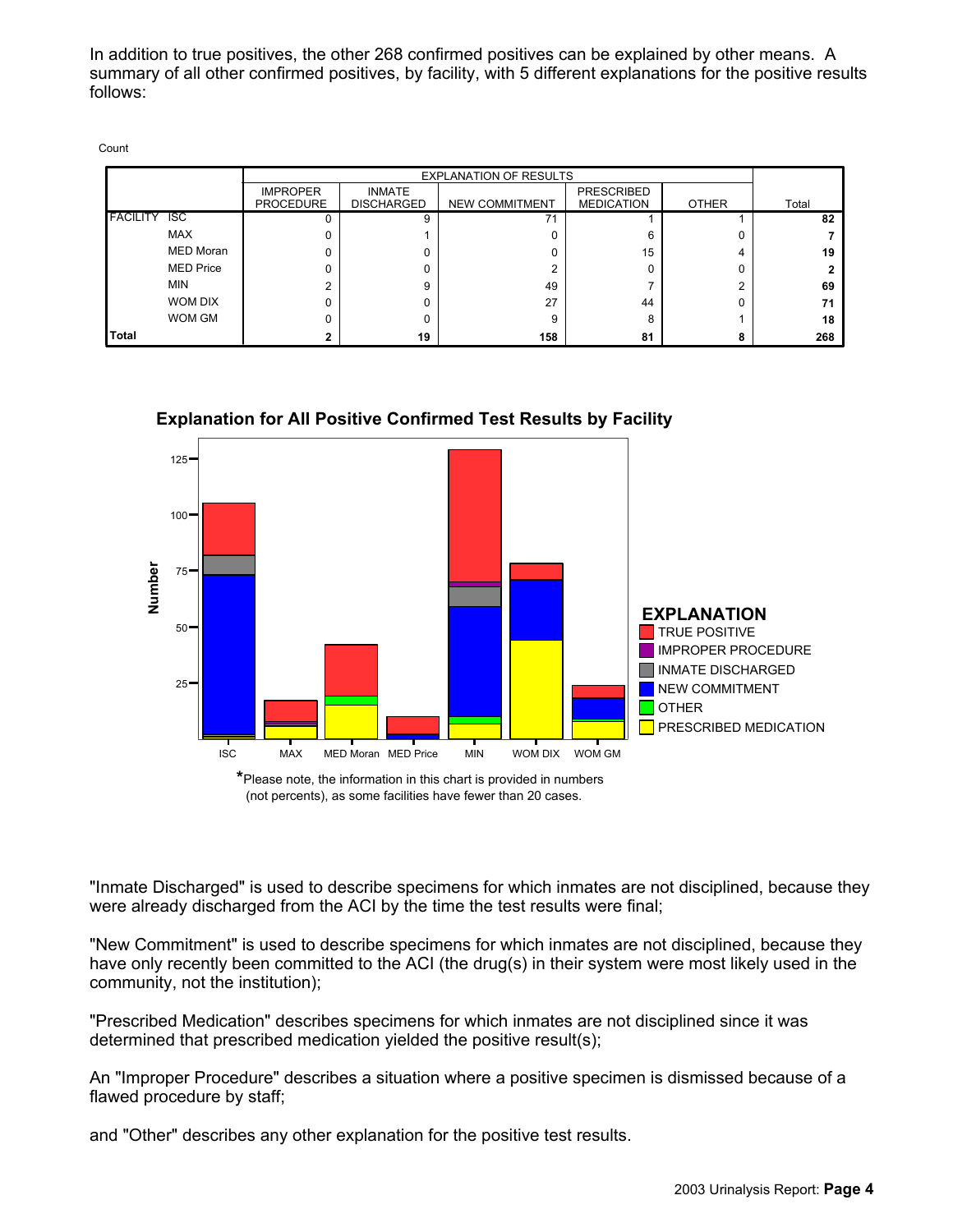In addition to true positives, the other 268 confirmed positives can be explained by other means. A summary of all other confirmed positives, by facility, with 5 different explanations for the positive results follows:

Count

| | | EXPLANATION OF RESULTS | | | | | |
|---|---|---|---|---|---|---|---|
| | | IMPROPER PROCEDURE | INMATE DISCHARGED | NEW COMMITMENT | PRESCRIBED MEDICATION | OTHER | Total |
| FACILITY | ISC | 0 | 9 | 71 | 1 | 1 | **82** |
| | MAX | 0 | 1 | 0 | 6 | 0 | **7** |
| | MED Moran | 0 | 0 | 0 | 15 | 4 | **19** |
| | MED Price | 0 | 0 | 2 | 0 | 0 | **2** |
| | MIN | 2 | 9 | 49 | 7 | 2 | **69** |
| | WOM DIX | 0 | 0 | 27 | 44 | 0 | **71** |
| | WOM GM | 0 | 0 | 9 | 8 | 1 | **18** |
| **Total** | | **2** | **19** | **158** | **81** | **8** | **268** |

**Explanation for All Positive Confirmed Test Results by Facility**

*Please note, the information in this chart is provided in numbers (not percents), as some facilities have fewer than 20 cases.

"Inmate Discharged" is used to describe specimens for which inmates are not disciplined, because they were already discharged from the ACI by the time the test results were final;

"New Commitment" is used to describe specimens for which inmates are not disciplined, because they have only recently been committed to the ACI (the drug(s) in their system were most likely used in the community, not the institution);

"Prescribed Medication" describes specimens for which inmates are not disciplined since it was determined that prescribed medication yielded the positive result(s);

An "Improper Procedure" describes a situation where a positive specimen is dismissed because of a flawed procedure by staff;

and "Other" describes any other explanation for the positive test results.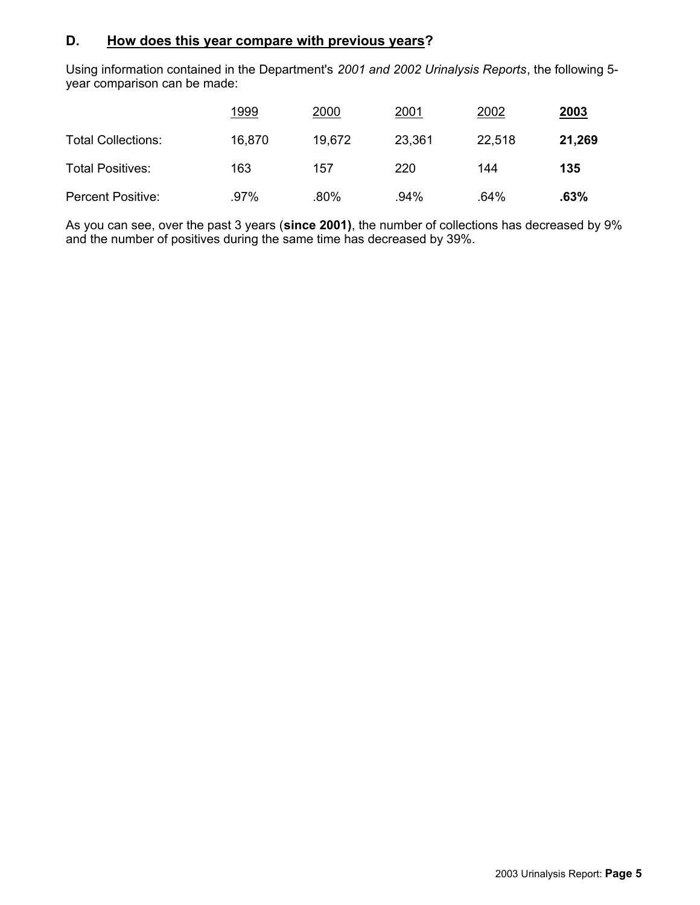## D. <u>How does this year compare with previous years</u>?

Using information contained in the Department's *2001 and 2002 Urinalysis Reports*, the following 5-year comparison can be made:

| | 1999 | 2000 | 2001 | 2002 | **2003** |
|---|---|---|---|---|---|
| Total Collections: | 16,870 | 19,672 | 23,361 | 22,518 | **21,269** |
| Total Positives: | 163 | 157 | 220 | 144 | **135** |
| Percent Positive: | .97% | .80% | .94% | .64% | **.63%** |

As you can see, over the past 3 years (**since 2001)**, the number of collections has decreased by 9% and the number of positives during the same time has decreased by 39%.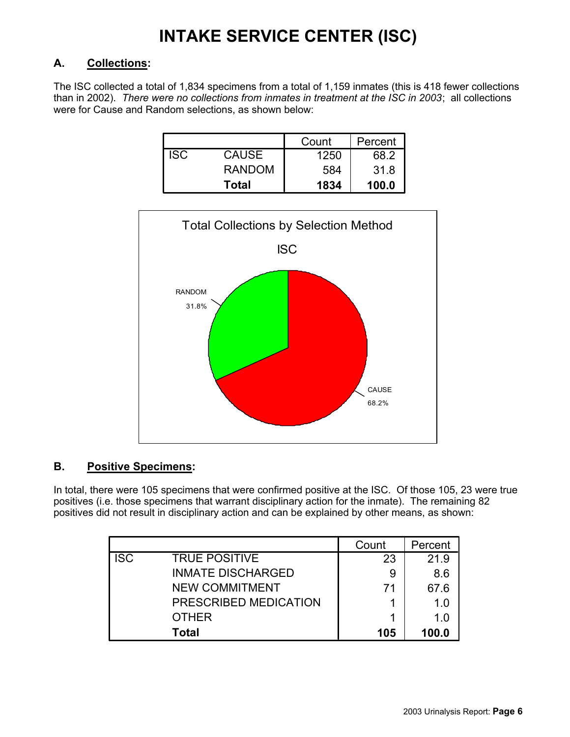# INTAKE SERVICE CENTER (ISC)

## A. Collections:

The ISC collected a total of 1,834 specimens from a total of 1,159 inmates (this is 418 fewer collections than in 2002). *There were no collections from inmates in treatment at the ISC in 2003*; all collections were for Cause and Random selections, as shown below:

| | | Count | Percent |
|---|---|---|---|
| ISC | CAUSE | 1250 | 68.2 |
| | RANDOM | 584 | 31.8 |
| | **Total** | **1834** | **100.0** |

Total Collections by Selection Method

ISC

RANDOM 31.8%

CAUSE 68.2%

## B. Positive Specimens:

In total, there were 105 specimens that were confirmed positive at the ISC. Of those 105, 23 were true positives (i.e. those specimens that warrant disciplinary action for the inmate). The remaining 82 positives did not result in disciplinary action and can be explained by other means, as shown:

| | | Count | Percent |
|---|---|---|---|
| ISC | TRUE POSITIVE | 23 | 21.9 |
| | INMATE DISCHARGED | 9 | 8.6 |
| | NEW COMMITMENT | 71 | 67.6 |
| | PRESCRIBED MEDICATION | 1 | 1.0 |
| | OTHER | 1 | 1.0 |
| | **Total** | **105** | **100.0** |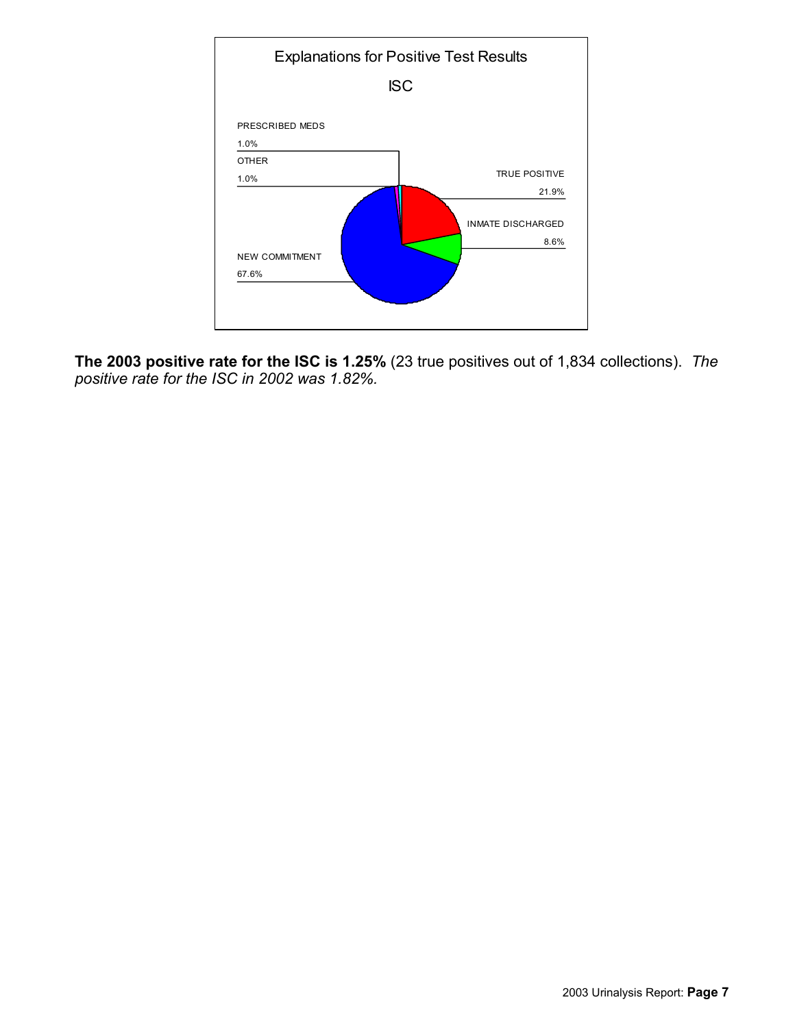Explanations for Positive Test Results

ISC

| Explanation | Percent |
|---|---|
| PRESCRIBED MEDS | 1.0% |
| OTHER | 1.0% |
| TRUE POSITIVE | 21.9% |
| INMATE DISCHARGED | 8.6% |
| NEW COMMITMENT | 67.6% |

**The 2003 positive rate for the ISC is 1.25%** (23 true positives out of 1,834 collections). *The positive rate for the ISC in 2002 was 1.82%.*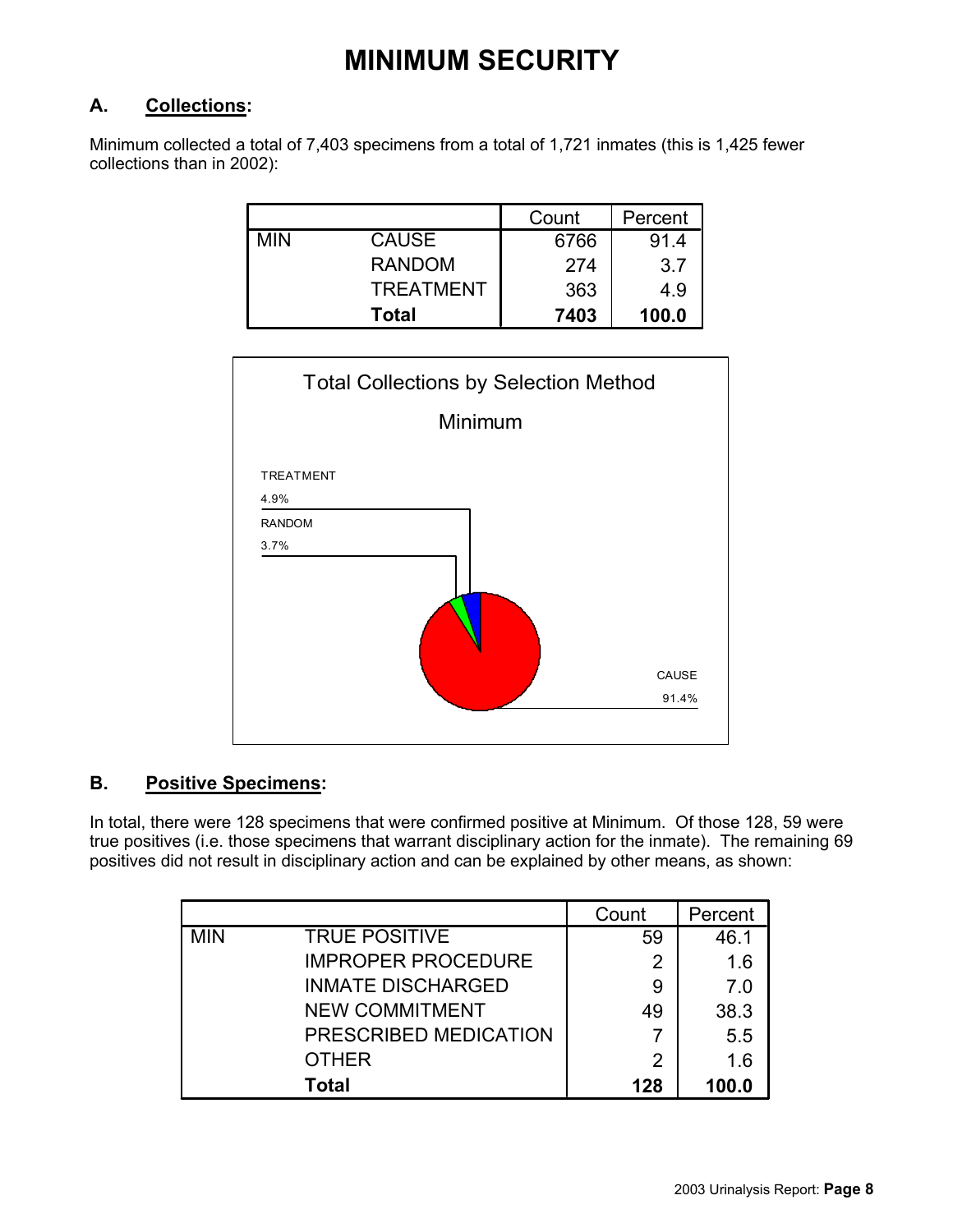# MINIMUM SECURITY

## A. Collections:

Minimum collected a total of 7,403 specimens from a total of 1,721 inmates (this is 1,425 fewer collections than in 2002):

| | | Count | Percent |
|---|---|---|---|
| MIN | CAUSE | 6766 | 91.4 |
| | RANDOM | 274 | 3.7 |
| | TREATMENT | 363 | 4.9 |
| | **Total** | **7403** | **100.0** |

Total Collections by Selection Method

Minimum

TREATMENT 4.9%

RANDOM 3.7%

CAUSE 91.4%

## B. Positive Specimens:

In total, there were 128 specimens that were confirmed positive at Minimum. Of those 128, 59 were true positives (i.e. those specimens that warrant disciplinary action for the inmate). The remaining 69 positives did not result in disciplinary action and can be explained by other means, as shown:

| | | Count | Percent |
|---|---|---|---|
| MIN | TRUE POSITIVE | 59 | 46.1 |
| | IMPROPER PROCEDURE | 2 | 1.6 |
| | INMATE DISCHARGED | 9 | 7.0 |
| | NEW COMMITMENT | 49 | 38.3 |
| | PRESCRIBED MEDICATION | 7 | 5.5 |
| | OTHER | 2 | 1.6 |
| | **Total** | **128** | **100.0** |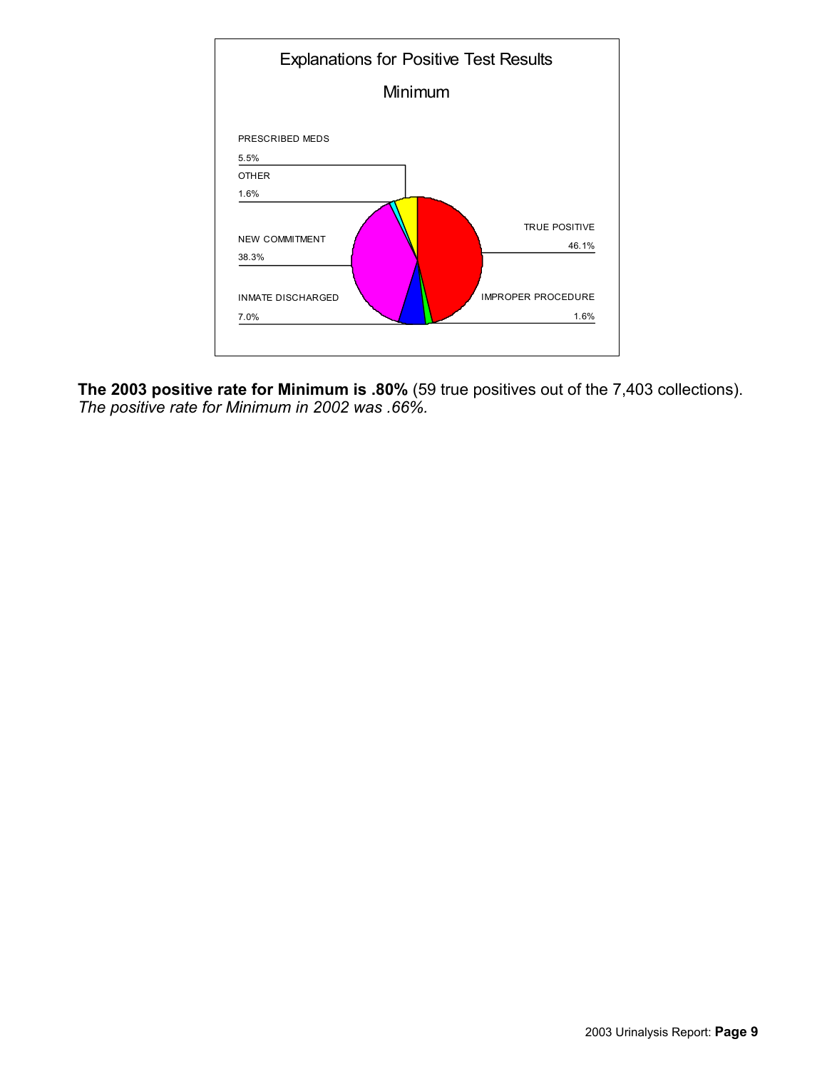Explanations for Positive Test Results

Minimum

| Explanation | Percentage |
| --- | --- |
| TRUE POSITIVE | 46.1% |
| IMPROPER PROCEDURE | 1.6% |
| INMATE DISCHARGED | 7.0% |
| NEW COMMITMENT | 38.3% |
| OTHER | 1.6% |
| PRESCRIBED MEDS | 5.5% |

**The 2003 positive rate for Minimum is .80%** (59 true positives out of the 7,403 collections).
*The positive rate for Minimum in 2002 was .66%.*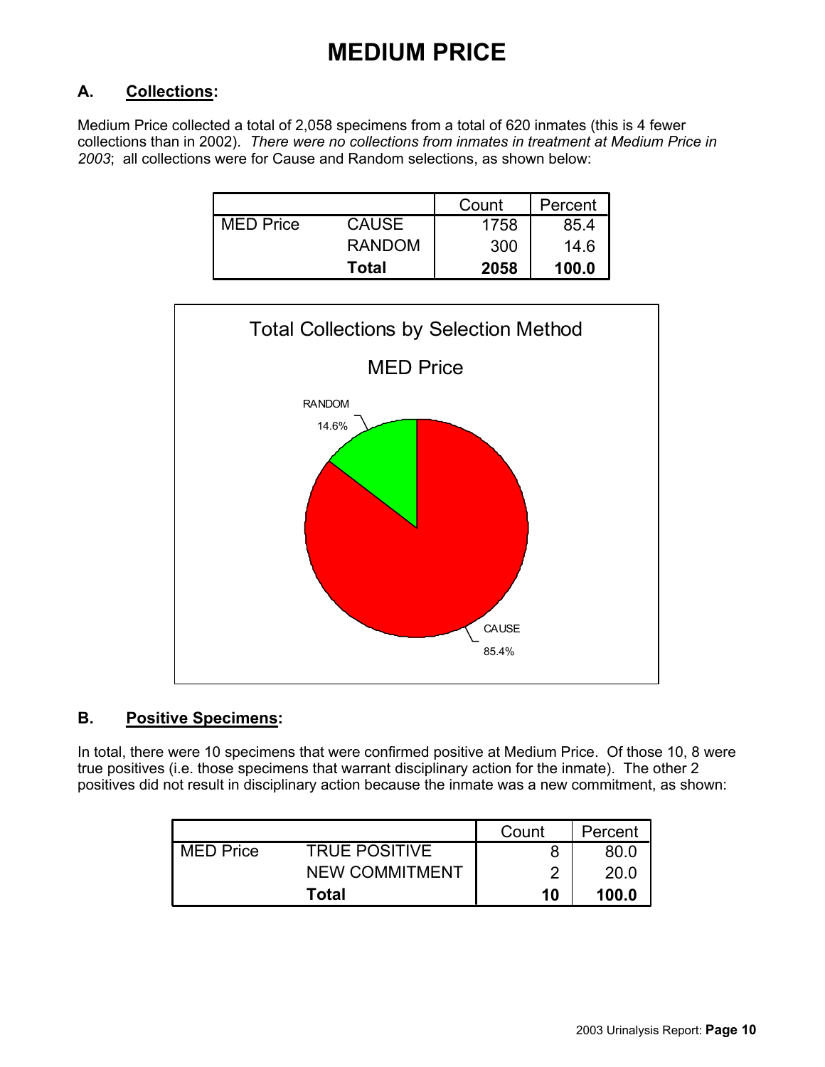# MEDIUM PRICE

## A. Collections:

Medium Price collected a total of 2,058 specimens from a total of 620 inmates (this is 4 fewer collections than in 2002). *There were no collections from inmates in treatment at Medium Price in 2003*; all collections were for Cause and Random selections, as shown below:

| | | Count | Percent |
|---|---|---|---|
| MED Price | CAUSE | 1758 | 85.4 |
| | RANDOM | 300 | 14.6 |
| | **Total** | **2058** | **100.0** |

Total Collections by Selection Method

MED Price

RANDOM 14.6%

CAUSE 85.4%

## B. Positive Specimens:

In total, there were 10 specimens that were confirmed positive at Medium Price. Of those 10, 8 were true positives (i.e. those specimens that warrant disciplinary action for the inmate). The other 2 positives did not result in disciplinary action because the inmate was a new commitment, as shown:

| | | Count | Percent |
|---|---|---|---|
| MED Price | TRUE POSITIVE | 8 | 80.0 |
| | NEW COMMITMENT | 2 | 20.0 |
| | **Total** | **10** | **100.0** |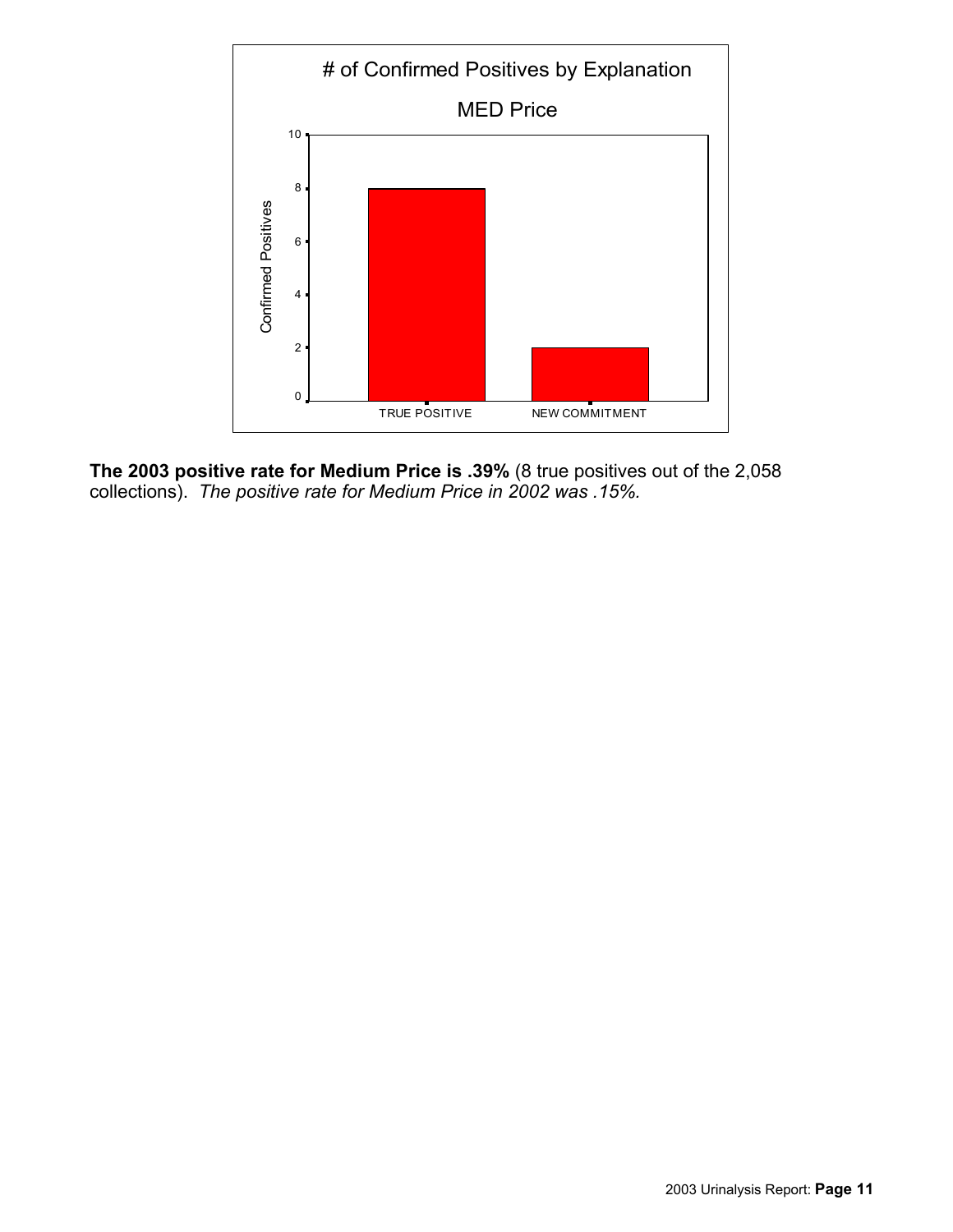**The 2003 positive rate for Medium Price is .39%** (8 true positives out of the 2,058 collections). *The positive rate for Medium Price in 2002 was .15%.*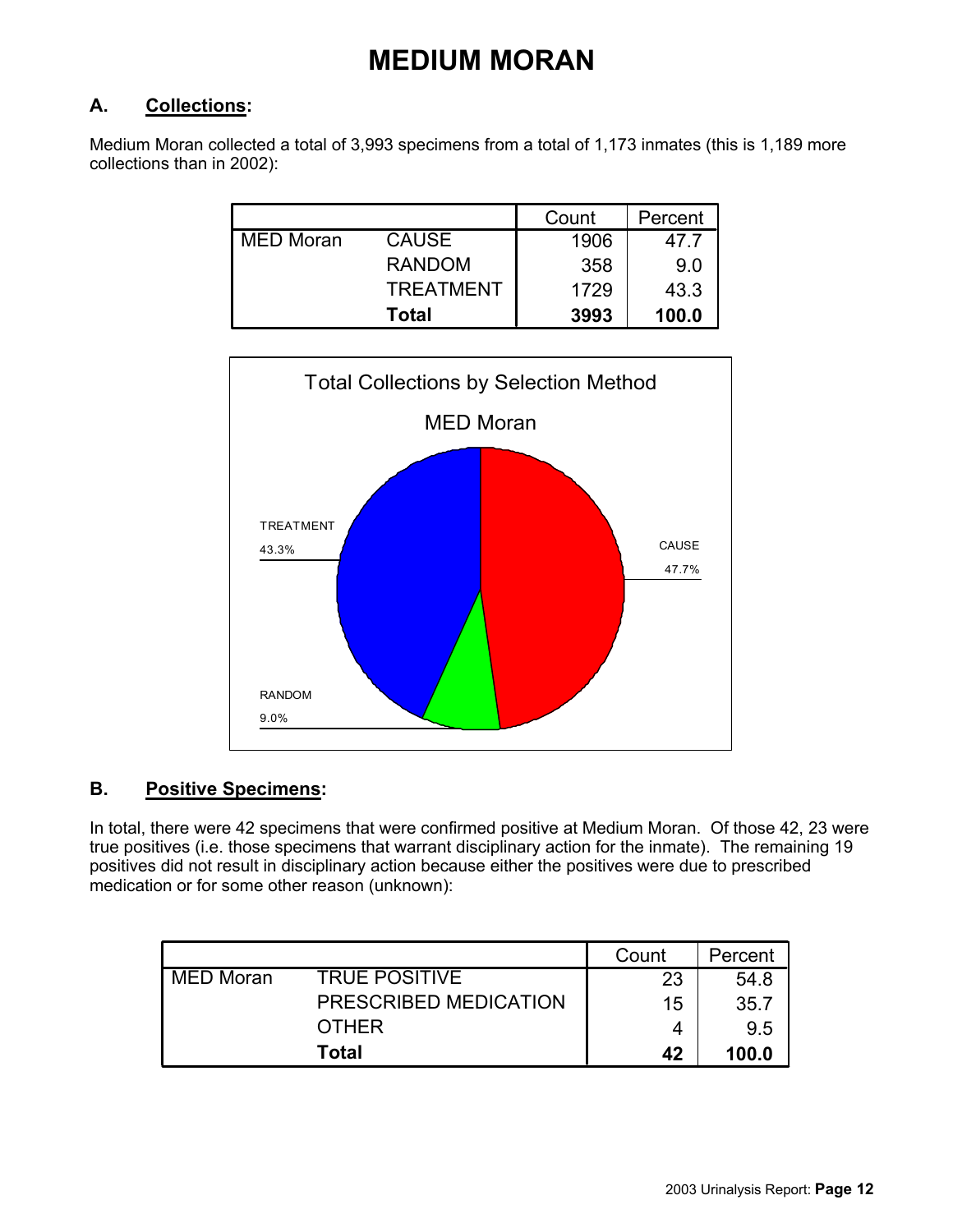# MEDIUM MORAN

## A. Collections:

Medium Moran collected a total of 3,993 specimens from a total of 1,173 inmates (this is 1,189 more collections than in 2002):

| | | Count | Percent |
|---|---|---|---|
| MED Moran | CAUSE | 1906 | 47.7 |
| | RANDOM | 358 | 9.0 |
| | TREATMENT | 1729 | 43.3 |
| | **Total** | **3993** | **100.0** |

Total Collections by Selection Method

MED Moran

TREATMENT 43.3%

CAUSE 47.7%

RANDOM 9.0%

## B. Positive Specimens:

In total, there were 42 specimens that were confirmed positive at Medium Moran. Of those 42, 23 were true positives (i.e. those specimens that warrant disciplinary action for the inmate). The remaining 19 positives did not result in disciplinary action because either the positives were due to prescribed medication or for some other reason (unknown):

| | | Count | Percent |
|---|---|---|---|
| MED Moran | TRUE POSITIVE | 23 | 54.8 |
| | PRESCRIBED MEDICATION | 15 | 35.7 |
| | OTHER | 4 | 9.5 |
| | **Total** | **42** | **100.0** |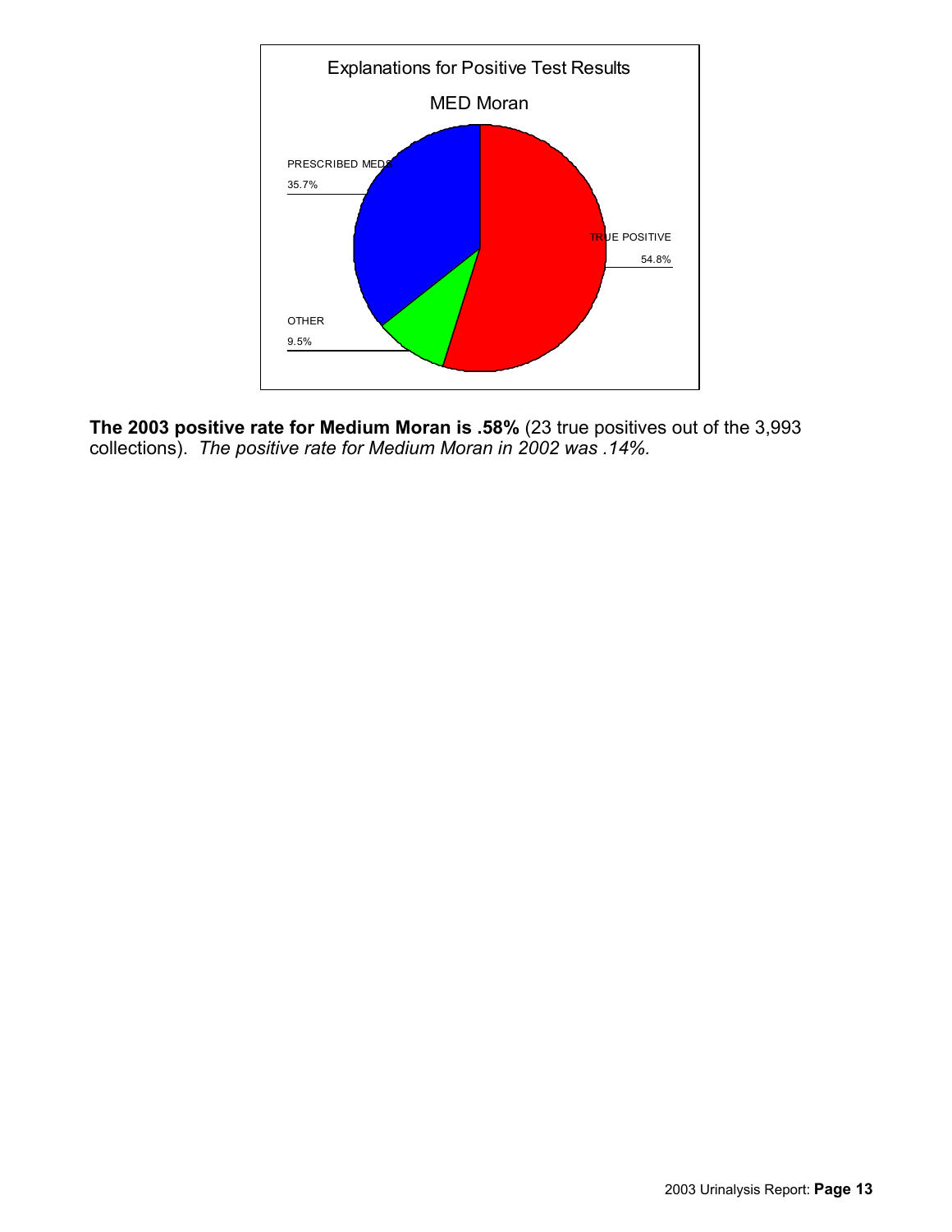Explanations for Positive Test Results

MED Moran

PRESCRIBED MEDS 35.7%

TRUE POSITIVE 54.8%

OTHER 9.5%

**The 2003 positive rate for Medium Moran is .58%** (23 true positives out of the 3,993 collections). *The positive rate for Medium Moran in 2002 was .14%.*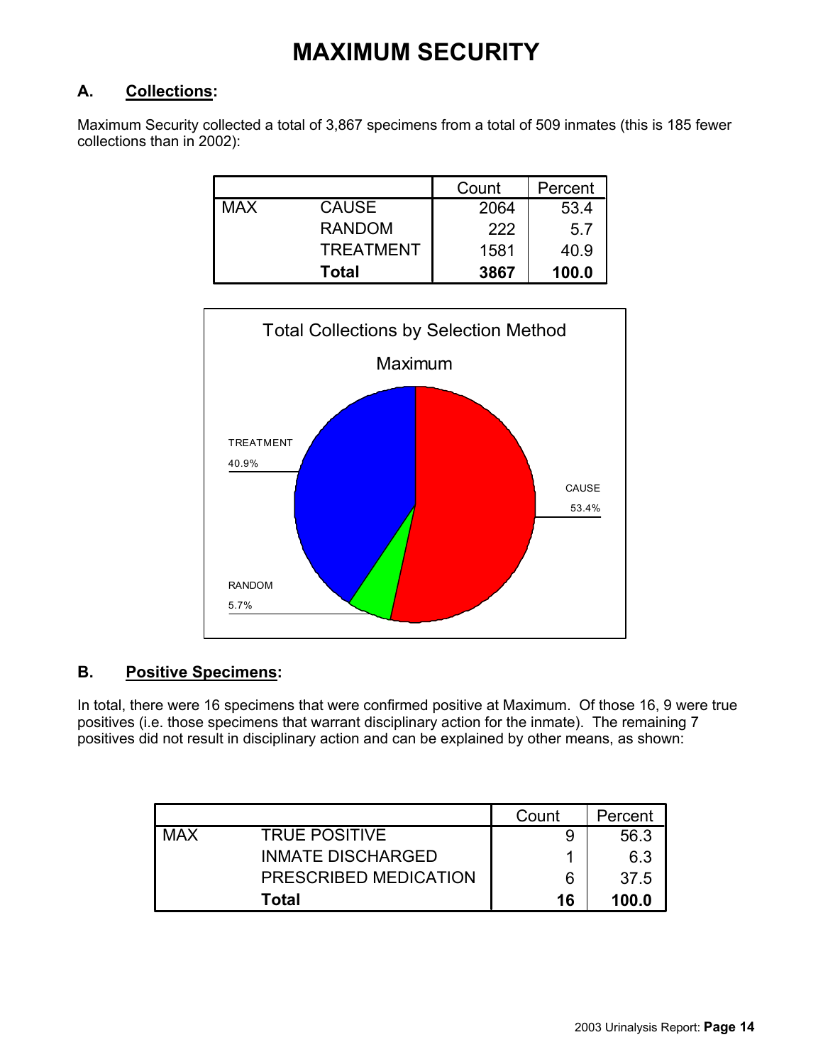# MAXIMUM SECURITY

## A. Collections:

Maximum Security collected a total of 3,867 specimens from a total of 509 inmates (this is 185 fewer collections than in 2002):

| | | Count | Percent |
|---|---|---|---|
| MAX | CAUSE | 2064 | 53.4 |
| | RANDOM | 222 | 5.7 |
| | TREATMENT | 1581 | 40.9 |
| | **Total** | **3867** | **100.0** |

Total Collections by Selection Method

Maximum

TREATMENT 40.9%

CAUSE 53.4%

RANDOM 5.7%

## B. Positive Specimens:

In total, there were 16 specimens that were confirmed positive at Maximum. Of those 16, 9 were true positives (i.e. those specimens that warrant disciplinary action for the inmate). The remaining 7 positives did not result in disciplinary action and can be explained by other means, as shown:

| | | Count | Percent |
|---|---|---|---|
| MAX | TRUE POSITIVE | 9 | 56.3 |
| | INMATE DISCHARGED | 1 | 6.3 |
| | PRESCRIBED MEDICATION | 6 | 37.5 |
| | **Total** | **16** | **100.0** |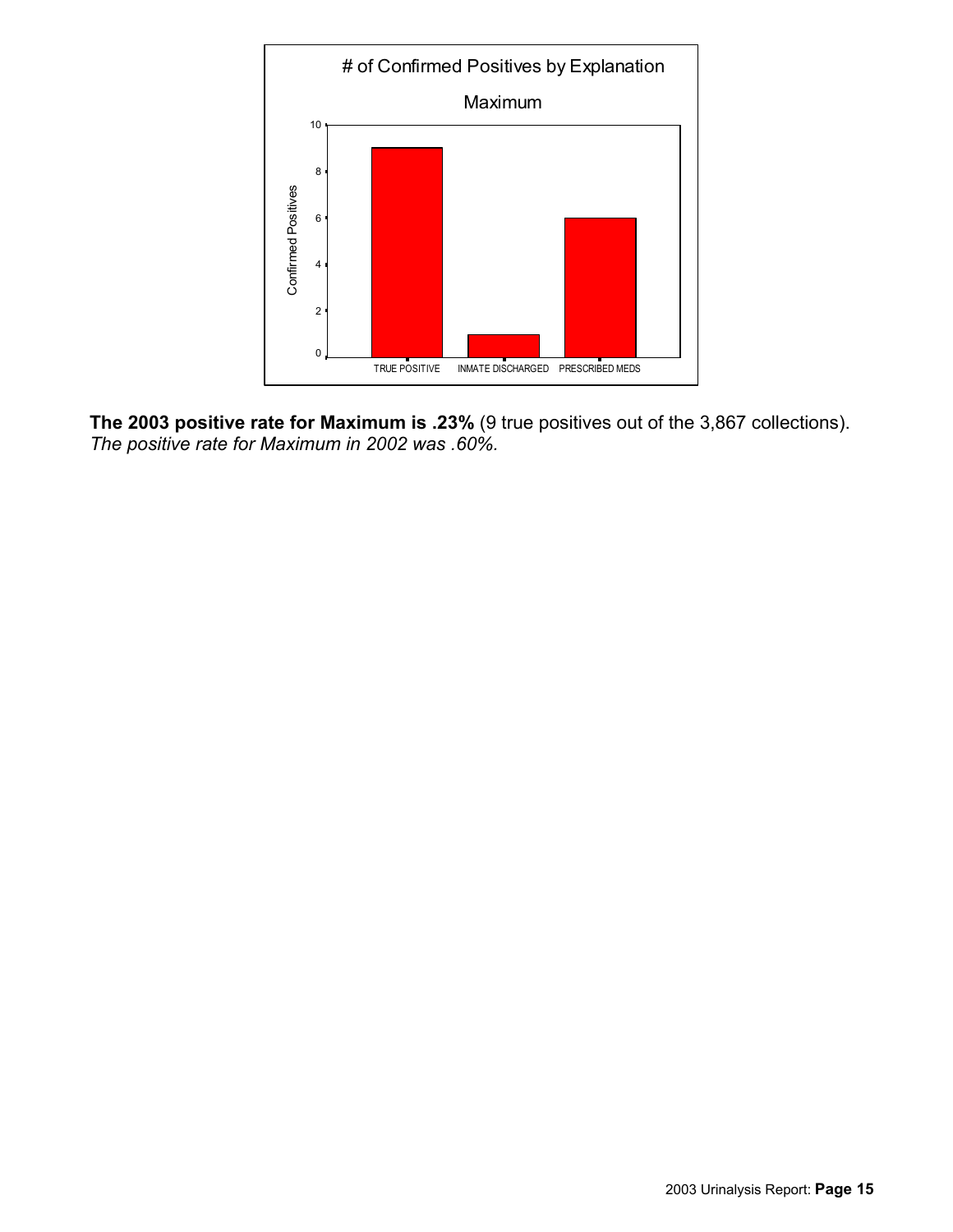**The 2003 positive rate for Maximum is .23%** (9 true positives out of the 3,867 collections).
*The positive rate for Maximum in 2002 was .60%.*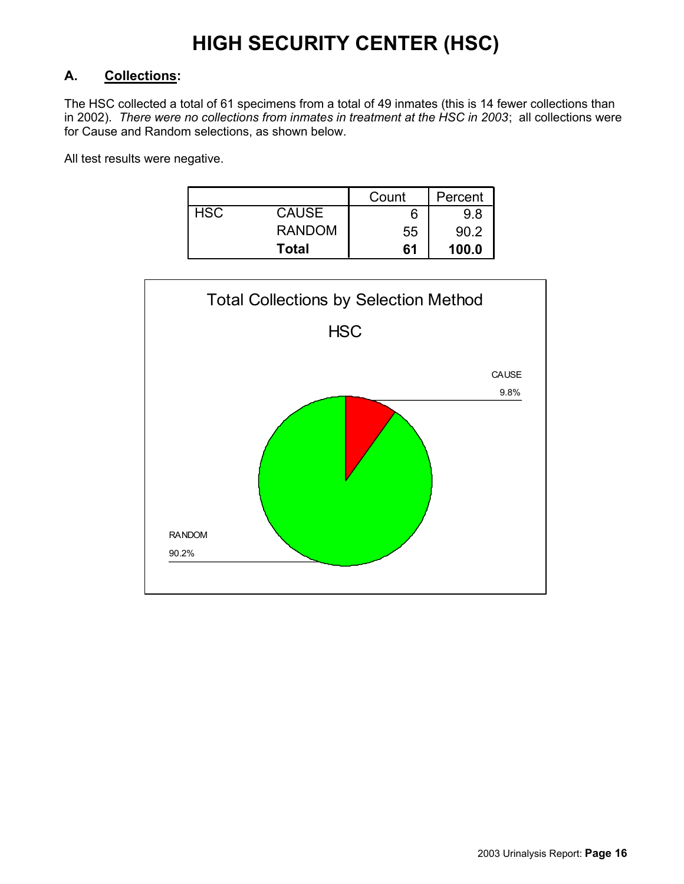# HIGH SECURITY CENTER (HSC)

## A. Collections:

The HSC collected a total of 61 specimens from a total of 49 inmates (this is 14 fewer collections than in 2002). *There were no collections from inmates in treatment at the HSC in 2003*; all collections were for Cause and Random selections, as shown below.

All test results were negative.

| | | Count | Percent |
|---|---|---|---|
| HSC | CAUSE | 6 | 9.8 |
| | RANDOM | 55 | 90.2 |
| | **Total** | **61** | **100.0** |

Total Collections by Selection Method

HSC

CAUSE 9.8%

RANDOM 90.2%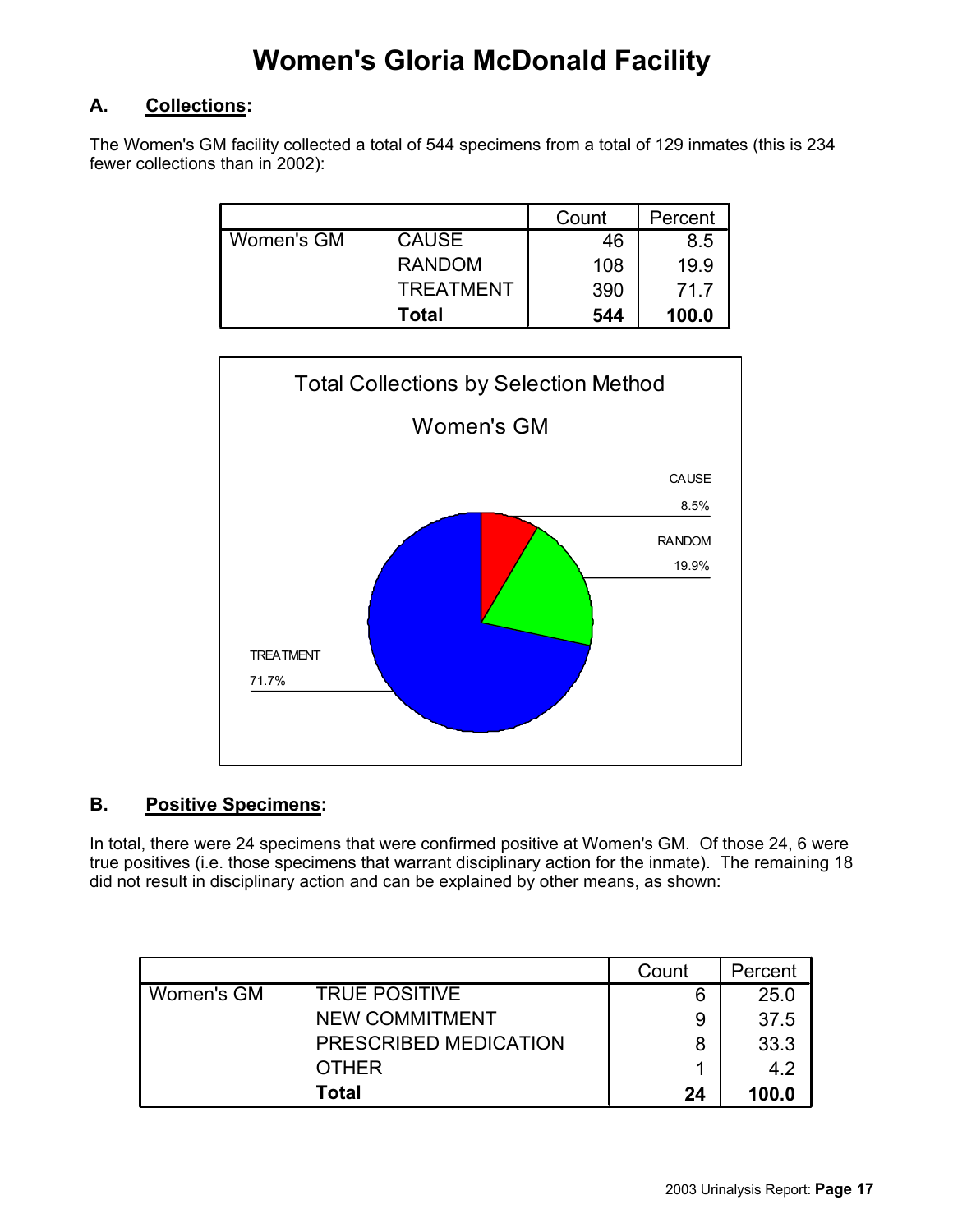# Women's Gloria McDonald Facility

## A. Collections:

The Women's GM facility collected a total of 544 specimens from a total of 129 inmates (this is 234 fewer collections than in 2002):

| | | Count | Percent |
|---|---|---|---|
| Women's GM | CAUSE | 46 | 8.5 |
| | RANDOM | 108 | 19.9 |
| | TREATMENT | 390 | 71.7 |
| | **Total** | **544** | **100.0** |

Total Collections by Selection Method

Women's GM

CAUSE 8.5%

RANDOM 19.9%

TREATMENT 71.7%

## B. Positive Specimens:

In total, there were 24 specimens that were confirmed positive at Women's GM. Of those 24, 6 were true positives (i.e. those specimens that warrant disciplinary action for the inmate). The remaining 18 did not result in disciplinary action and can be explained by other means, as shown:

| | | Count | Percent |
|---|---|---|---|
| Women's GM | TRUE POSITIVE | 6 | 25.0 |
| | NEW COMMITMENT | 9 | 37.5 |
| | PRESCRIBED MEDICATION | 8 | 33.3 |
| | OTHER | 1 | 4.2 |
| | **Total** | **24** | **100.0** |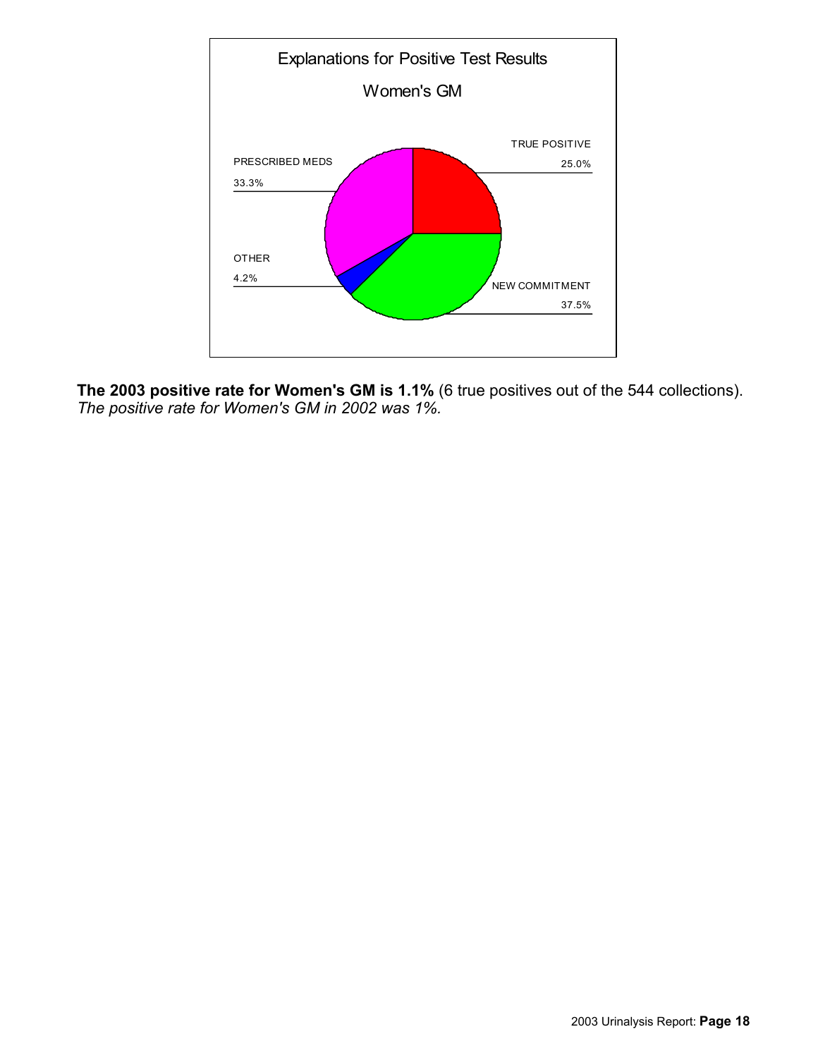Explanations for Positive Test Results

Women's GM

| Category | Percentage |
| --- | --- |
| TRUE POSITIVE | 25.0% |
| NEW COMMITMENT | 37.5% |
| OTHER | 4.2% |
| PRESCRIBED MEDS | 33.3% |

**The 2003 positive rate for Women's GM is 1.1%** (6 true positives out of the 544 collections).
*The positive rate for Women's GM in 2002 was 1%.*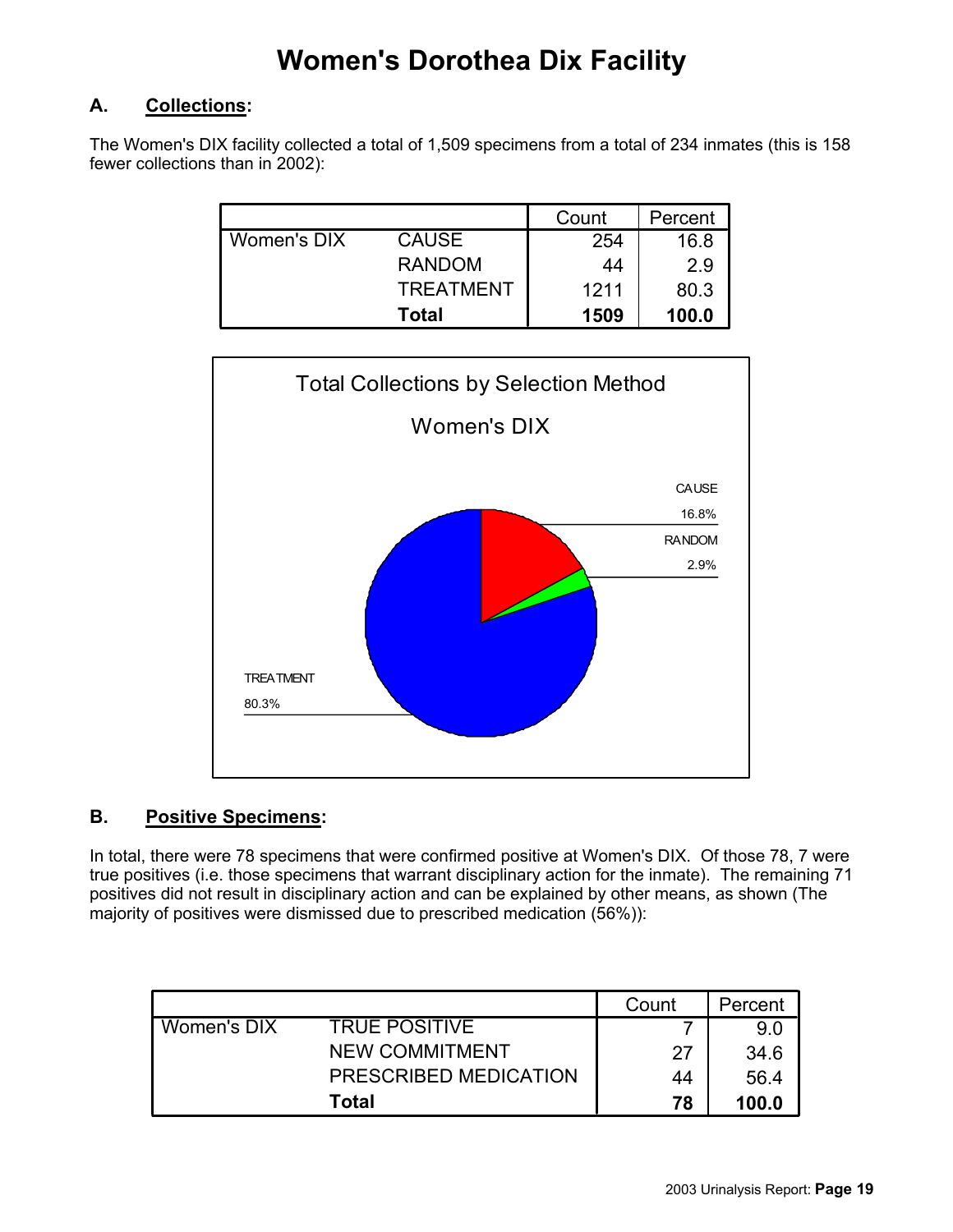# Women's Dorothea Dix Facility

## A. Collections:

The Women's DIX facility collected a total of 1,509 specimens from a total of 234 inmates (this is 158 fewer collections than in 2002):

| | | Count | Percent |
|---|---|---|---|
| Women's DIX | CAUSE | 254 | 16.8 |
| | RANDOM | 44 | 2.9 |
| | TREATMENT | 1211 | 80.3 |
| | **Total** | **1509** | **100.0** |

Total Collections by Selection Method

Women's DIX

CAUSE 16.8%

RANDOM 2.9%

TREATMENT 80.3%

## B. Positive Specimens:

In total, there were 78 specimens that were confirmed positive at Women's DIX. Of those 78, 7 were true positives (i.e. those specimens that warrant disciplinary action for the inmate). The remaining 71 positives did not result in disciplinary action and can be explained by other means, as shown (The majority of positives were dismissed due to prescribed medication (56%)):

| | | Count | Percent |
|---|---|---|---|
| Women's DIX | TRUE POSITIVE | 7 | 9.0 |
| | NEW COMMITMENT | 27 | 34.6 |
| | PRESCRIBED MEDICATION | 44 | 56.4 |
| | **Total** | **78** | **100.0** |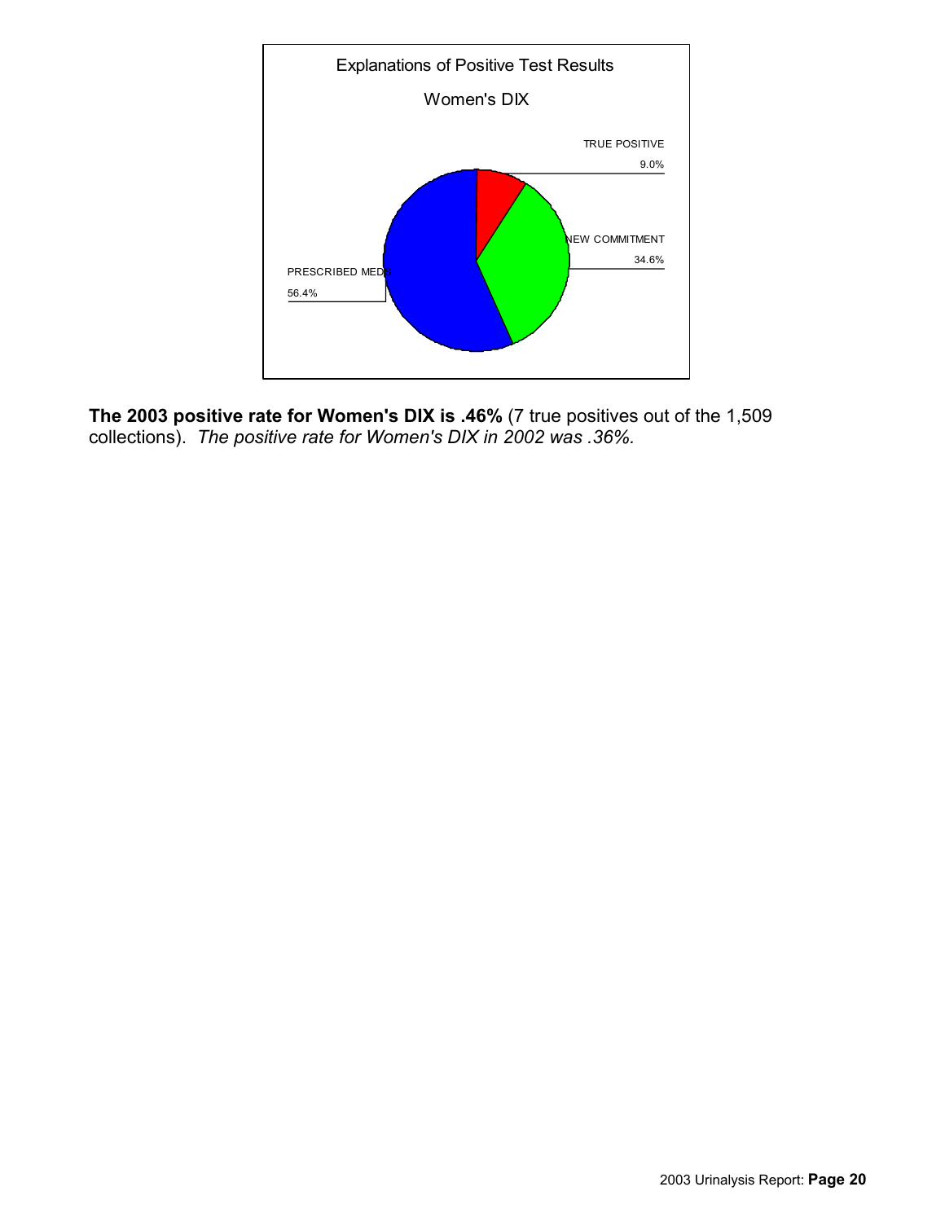Explanations of Positive Test Results

Women's DIX

TRUE POSITIVE 9.0%

NEW COMMITMENT 34.6%

PRESCRIBED MEDS 56.4%

**The 2003 positive rate for Women's DIX is .46%** (7 true positives out of the 1,509 collections). *The positive rate for Women's DIX in 2002 was .36%.*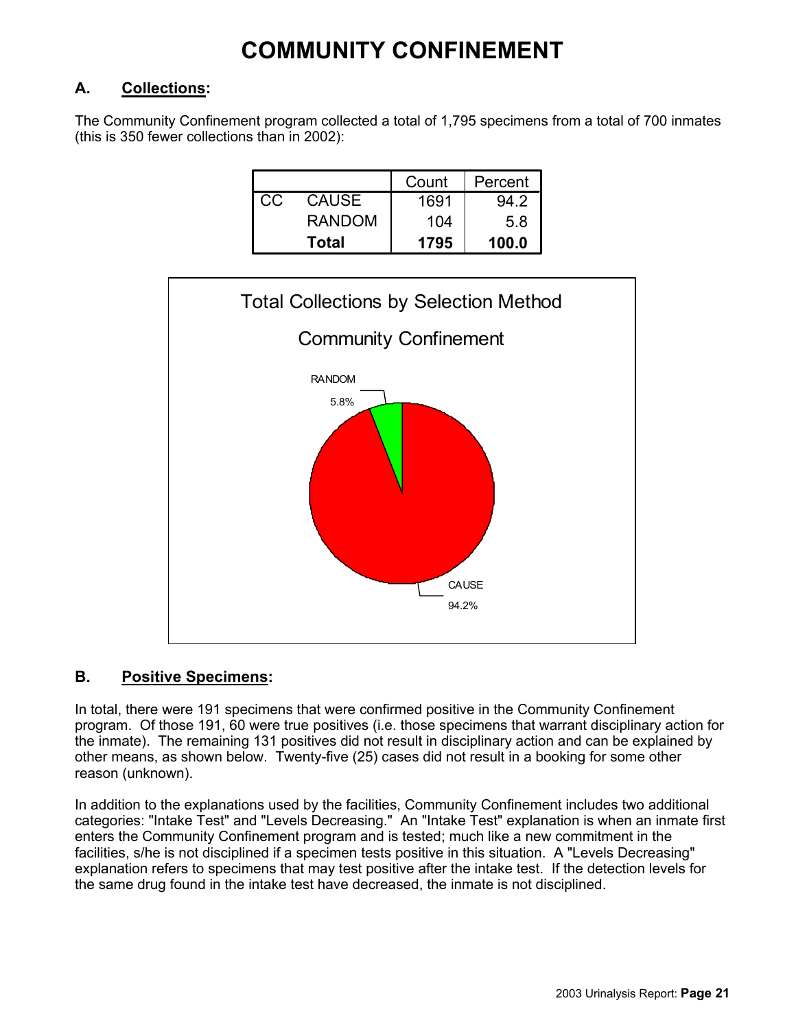# COMMUNITY CONFINEMENT

## A. Collections:

The Community Confinement program collected a total of 1,795 specimens from a total of 700 inmates (this is 350 fewer collections than in 2002):

| | | Count | Percent |
|---|---|---|---|
| CC | CAUSE | 1691 | 94.2 |
| | RANDOM | 104 | 5.8 |
| | **Total** | **1795** | **100.0** |

Total Collections by Selection Method

Community Confinement

RANDOM 5.8%

CAUSE 94.2%

## B. Positive Specimens:

In total, there were 191 specimens that were confirmed positive in the Community Confinement program. Of those 191, 60 were true positives (i.e. those specimens that warrant disciplinary action for the inmate). The remaining 131 positives did not result in disciplinary action and can be explained by other means, as shown below. Twenty-five (25) cases did not result in a booking for some other reason (unknown).

In addition to the explanations used by the facilities, Community Confinement includes two additional categories: "Intake Test" and "Levels Decreasing." An "Intake Test" explanation is when an inmate first enters the Community Confinement program and is tested; much like a new commitment in the facilities, s/he is not disciplined if a specimen tests positive in this situation. A "Levels Decreasing" explanation refers to specimens that may test positive after the intake test. If the detection levels for the same drug found in the intake test have decreased, the inmate is not disciplined.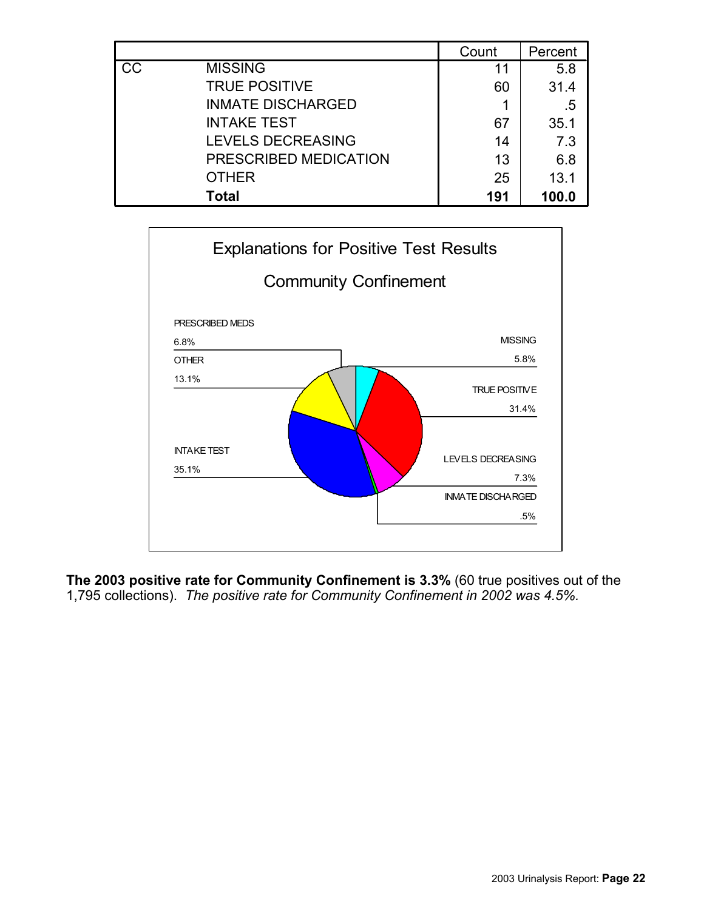| | | Count | Percent |
|---|---|---|---|
| CC | MISSING | 11 | 5.8 |
| | TRUE POSITIVE | 60 | 31.4 |
| | INMATE DISCHARGED | 1 | .5 |
| | INTAKE TEST | 67 | 35.1 |
| | LEVELS DECREASING | 14 | 7.3 |
| | PRESCRIBED MEDICATION | 13 | 6.8 |
| | OTHER | 25 | 13.1 |
| | **Total** | **191** | **100.0** |

Explanations for Positive Test Results

Community Confinement

PRESCRIBED MEDS 6.8%

OTHER 13.1%

INTAKE TEST 35.1%

MISSING 5.8%

TRUE POSITIVE 31.4%

LEVELS DECREASING 7.3%

INMATE DISCHARGED .5%

**The 2003 positive rate for Community Confinement is 3.3%** (60 true positives out of the 1,795 collections). *The positive rate for Community Confinement in 2002 was 4.5%.*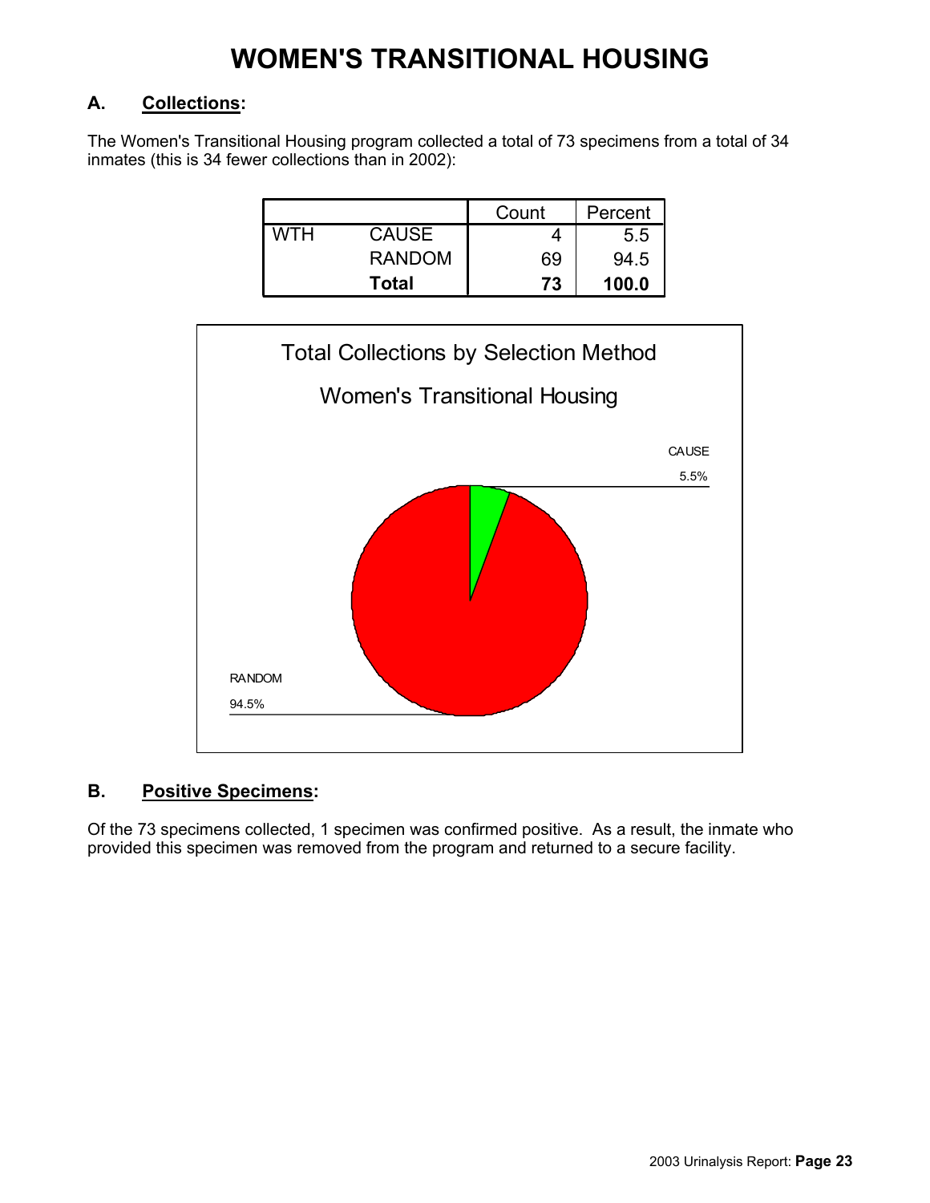# WOMEN'S TRANSITIONAL HOUSING

## A. Collections:

The Women's Transitional Housing program collected a total of 73 specimens from a total of 34 inmates (this is 34 fewer collections than in 2002):

| | | Count | Percent |
|---|---|---|---|
| WTH | CAUSE | 4 | 5.5 |
| | RANDOM | 69 | 94.5 |
| | **Total** | **73** | **100.0** |

Total Collections by Selection Method

Women's Transitional Housing

CAUSE 5.5%

RANDOM 94.5%

## B. Positive Specimens:

Of the 73 specimens collected, 1 specimen was confirmed positive. As a result, the inmate who provided this specimen was removed from the program and returned to a secure facility.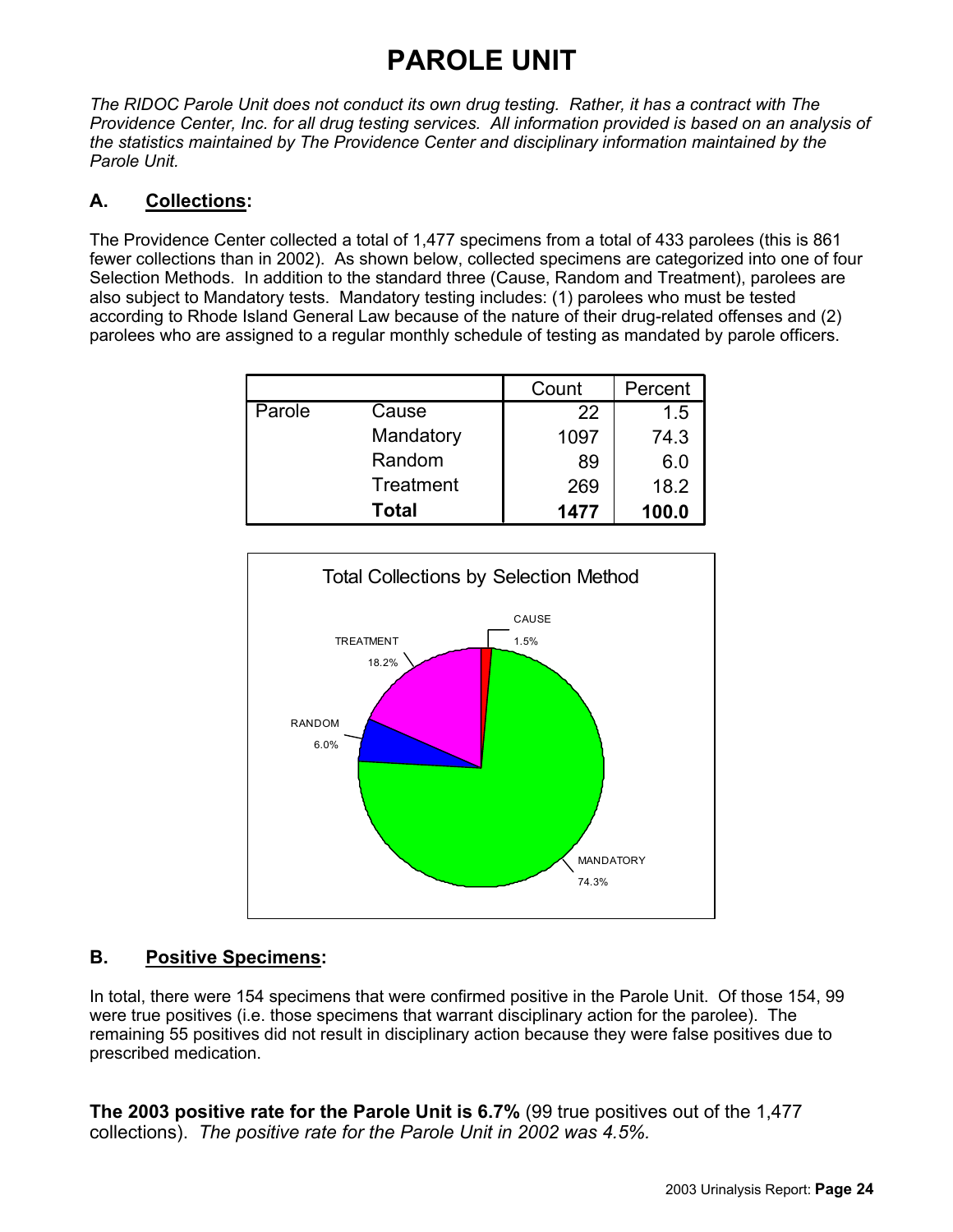# PARSE UNIT

# PAROLE UNIT

*The RIDOC Parole Unit does not conduct its own drug testing. Rather, it has a contract with The Providence Center, Inc. for all drug testing services. All information provided is based on an analysis of the statistics maintained by The Providence Center and disciplinary information maintained by the Parole Unit.*

## A. Collections:

The Providence Center collected a total of 1,477 specimens from a total of 433 parolees (this is 861 fewer collections than in 2002). As shown below, collected specimens are categorized into one of four Selection Methods. In addition to the standard three (Cause, Random and Treatment), parolees are also subject to Mandatory tests. Mandatory testing includes: (1) parolees who must be tested according to Rhode Island General Law because of the nature of their drug-related offenses and (2) parolees who are assigned to a regular monthly schedule of testing as mandated by parole officers.

| | | Count | Percent |
|---|---|---|---|
| Parole | Cause | 22 | 1.5 |
| | Mandatory | 1097 | 74.3 |
| | Random | 89 | 6.0 |
| | Treatment | 269 | 18.2 |
| | **Total** | **1477** | **100.0** |

Total Collections by Selection Method

CAUSE
1.5%

TREATMENT
18.2%

RANDOM
6.0%

MANDATORY
74.3%

## B. Positive Specimens:

In total, there were 154 specimens that were confirmed positive in the Parole Unit. Of those 154, 99 were true positives (i.e. those specimens that warrant disciplinary action for the parolee). The remaining 55 positives did not result in disciplinary action because they were false positives due to prescribed medication.

**The 2003 positive rate for the Parole Unit is 6.7%** (99 true positives out of the 1,477 collections). *The positive rate for the Parole Unit in 2002 was 4.5%.*